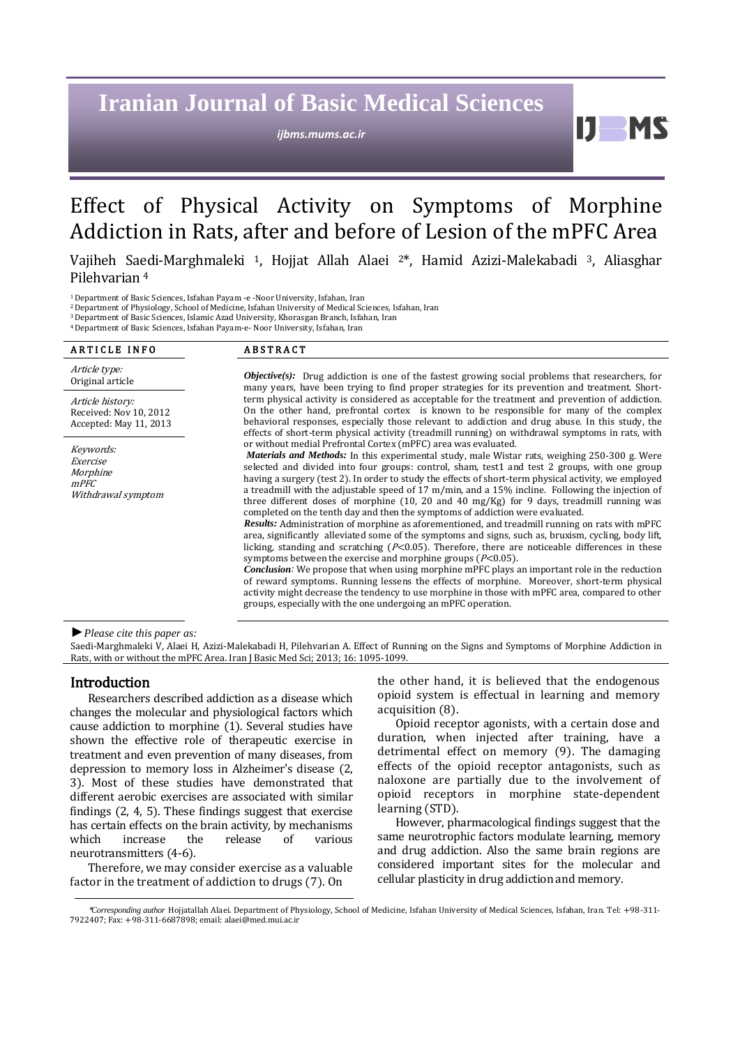# Iranian Journal of Basic Medical Sciences

*ijbms.mums.ac.ir*

# Effect of Physical Activity on Symptoms of Morphine Addiction in Rats, after and before of Lesion of the mPFC Area

Vajiheh Saedi-Marghmaleki [1], Hojjat Allah Alaei [2]*, Hamid Azizi-Malekabadi [3], Aliasghar Pilehvarian [4]

[1] Department of Basic Sciences, Isfahan Payam -e -Noor University, Isfahan, Iran
[2] Department of Physiology, School of Medicine, Isfahan University of Medical Sciences, Isfahan, Iran
[3] Department of Basic Sciences, Islamic Azad University, Khorasgan Branch, Isfahan, Iran
[4] Department of Basic Sciences, Isfahan Payam-e- Noor University, Isfahan, Iran

## ARTICLE INFO

*Article type:*
Original article

*Article history:*
Received: Nov 10, 2012
Accepted: May 11, 2013

*Keywords:*
*Exercise*
*Morphine*
*mPFC*
*Withdrawal symptom*

## ABSTRACT

***Objective(s):*** Drug addiction is one of the fastest growing social problems that researchers, for many years, have been trying to find proper strategies for its prevention and treatment. Short-term physical activity is considered as acceptable for the treatment and prevention of addiction. On the other hand, prefrontal cortex is known to be responsible for many of the complex behavioral responses, especially those relevant to addiction and drug abuse. In this study, the effects of short-term physical activity (treadmill running) on withdrawal symptoms in rats, with or without medial Prefrontal Cortex (mPFC) area was evaluated.

***Materials and Methods:*** In this experimental study, male Wistar rats, weighing 250-300 g. Were selected and divided into four groups: control, sham, test1 and test 2 groups, with one group having a surgery (test 2). In order to study the effects of short-term physical activity, we employed a treadmill with the adjustable speed of 17 m/min, and a 15% incline. Following the injection of three different doses of morphine (10, 20 and 40 mg/Kg) for 9 days, treadmill running was completed on the tenth day and then the symptoms of addiction were evaluated.

***Results:*** Administration of morphine as aforementioned, and treadmill running on rats with mPFC area, significantly alleviated some of the symptoms and signs, such as, bruxism, cycling, body lift, licking, standing and scratching ($P$<0.05). Therefore, there are noticeable differences in these symptoms between the exercise and morphine groups ($P$<0.05).

***Conclusion:*** We propose that when using morphine mPFC plays an important role in the reduction of reward symptoms. Running lessens the effects of morphine. Moreover, short-term physical activity might decrease the tendency to use morphine in those with mPFC area, compared to other groups, especially with the one undergoing an mPFC operation.

► *Please cite this paper as:*

Saedi-Marghmaleki V, Alaei H, Azizi-Malekabadi H, Pilehvarian A. Effect of Running on the Signs and Symptoms of Morphine Addiction in Rats, with or without the mPFC Area. Iran J Basic Med Sci; 2013; 16: 1095-1099.

## Introduction

Researchers described addiction as a disease which changes the molecular and physiological factors which cause addiction to morphine (1). Several studies have shown the effective role of therapeutic exercise in treatment and even prevention of many diseases, from depression to memory loss in Alzheimer's disease (2, 3). Most of these studies have demonstrated that different aerobic exercises are associated with similar findings (2, 4, 5). These findings suggest that exercise has certain effects on the brain activity, by mechanisms which increase the release of various neurotransmitters (4-6).

Therefore, we may consider exercise as a valuable factor in the treatment of addiction to drugs (7). On the other hand, it is believed that the endogenous opioid system is effectual in learning and memory acquisition (8).

Opioid receptor agonists, with a certain dose and duration, when injected after training, have a detrimental effect on memory (9). The damaging effects of the opioid receptor antagonists, such as naloxone are partially due to the involvement of opioid receptors in morphine state-dependent learning (STD).

However, pharmacological findings suggest that the same neurotrophic factors modulate learning, memory and drug addiction. Also the same brain regions are considered important sites for the molecular and cellular plasticity in drug addiction and memory.

*\*Corresponding author* Hojjatallah Alaei. Department of Physiology, School of Medicine, Isfahan University of Medical Sciences, Isfahan, Iran. Tel: +98-311-7922407; Fax: +98-311-6687898; email: alaei@med.mui.ac.ir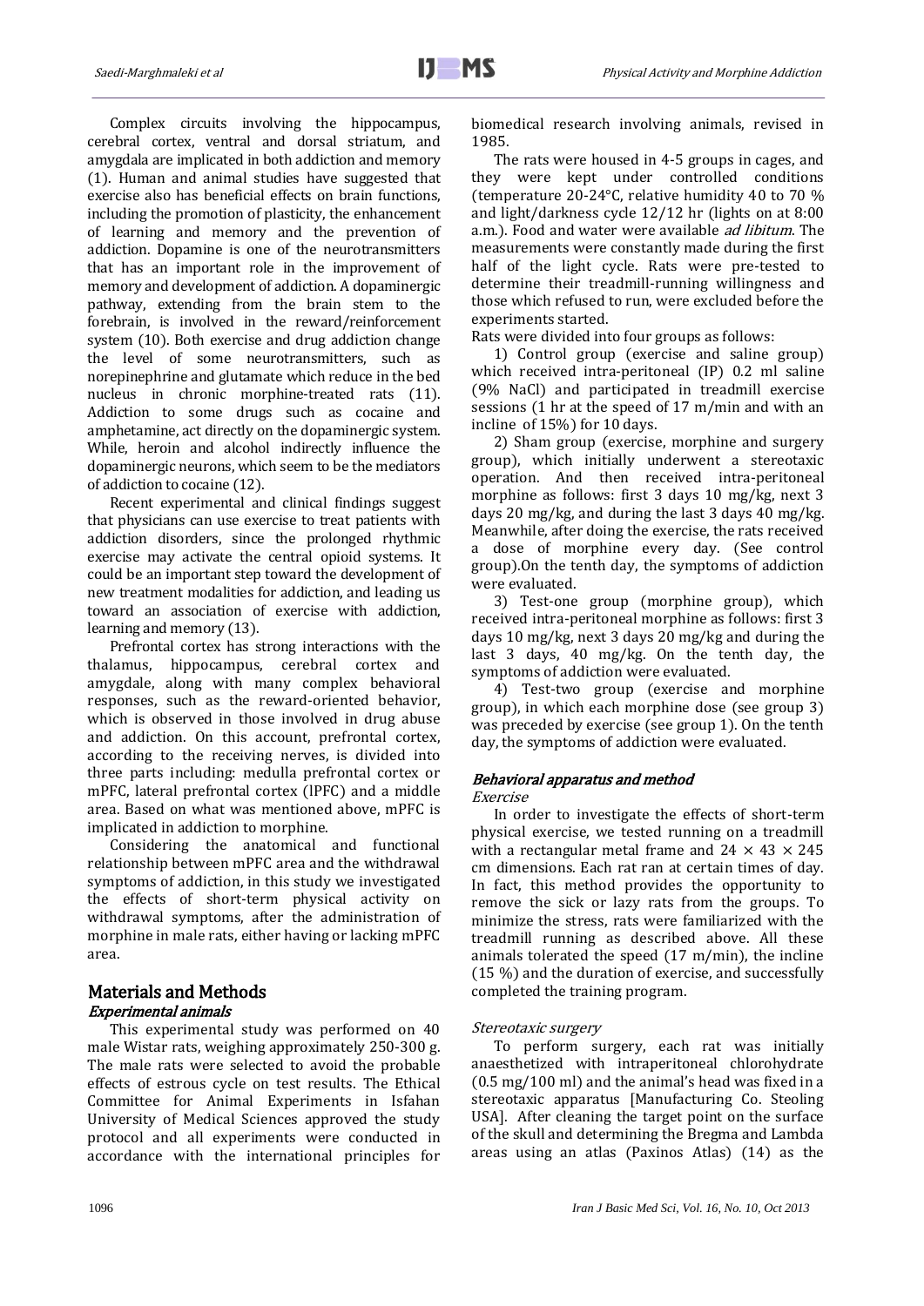Complex circuits involving the hippocampus, cerebral cortex, ventral and dorsal striatum, and amygdala are implicated in both addiction and memory (1). Human and animal studies have suggested that exercise also has beneficial effects on brain functions, including the promotion of plasticity, the enhancement of learning and memory and the prevention of addiction. Dopamine is one of the neurotransmitters that has an important role in the improvement of memory and development of addiction. A dopaminergic pathway, extending from the brain stem to the forebrain, is involved in the reward/reinforcement system (10). Both exercise and drug addiction change the level of some neurotransmitters, such as norepinephrine and glutamate which reduce in the bed nucleus in chronic morphine-treated rats (11). Addiction to some drugs such as cocaine and amphetamine, act directly on the dopaminergic system. While, heroin and alcohol indirectly influence the dopaminergic neurons, which seem to be the mediators of addiction to cocaine (12).

Recent experimental and clinical findings suggest that physicians can use exercise to treat patients with addiction disorders, since the prolonged rhythmic exercise may activate the central opioid systems. It could be an important step toward the development of new treatment modalities for addiction, and leading us toward an association of exercise with addiction, learning and memory (13).

Prefrontal cortex has strong interactions with the thalamus, hippocampus, cerebral cortex and amygdale, along with many complex behavioral responses, such as the reward-oriented behavior, which is observed in those involved in drug abuse and addiction. On this account, prefrontal cortex, according to the receiving nerves, is divided into three parts including: medulla prefrontal cortex or mPFC, lateral prefrontal cortex (lPFC) and a middle area. Based on what was mentioned above, mPFC is implicated in addiction to morphine.

Considering the anatomical and functional relationship between mPFC area and the withdrawal symptoms of addiction, in this study we investigated the effects of short-term physical activity on withdrawal symptoms, after the administration of morphine in male rats, either having or lacking mPFC area.

## Materials and Methods

### *Experimental animals*

This experimental study was performed on 40 male Wistar rats, weighing approximately 250-300 g. The male rats were selected to avoid the probable effects of estrous cycle on test results. The Ethical Committee for Animal Experiments in Isfahan University of Medical Sciences approved the study protocol and all experiments were conducted in accordance with the international principles for biomedical research involving animals, revised in 1985.

The rats were housed in 4-5 groups in cages, and they were kept under controlled conditions (temperature 20-24°C, relative humidity 40 to 70 % and light/darkness cycle 12/12 hr (lights on at 8:00 a.m.). Food and water were available *ad libitum*. The measurements were constantly made during the first half of the light cycle. Rats were pre-tested to determine their treadmill-running willingness and those which refused to run, were excluded before the experiments started.

Rats were divided into four groups as follows:

1) Control group (exercise and saline group) which received intra-peritoneal (IP) 0.2 ml saline (9% NaCl) and participated in treadmill exercise sessions (1 hr at the speed of 17 m/min and with an incline of 15%) for 10 days.

2) Sham group (exercise, morphine and surgery group), which initially underwent a stereotaxic operation. And then received intra-peritoneal morphine as follows: first 3 days 10 mg/kg, next 3 days 20 mg/kg, and during the last 3 days 40 mg/kg. Meanwhile, after doing the exercise, the rats received a dose of morphine every day. (See control group).On the tenth day, the symptoms of addiction were evaluated.

3) Test-one group (morphine group), which received intra-peritoneal morphine as follows: first 3 days 10 mg/kg, next 3 days 20 mg/kg and during the last 3 days, 40 mg/kg. On the tenth day, the symptoms of addiction were evaluated.

4) Test-two group (exercise and morphine group), in which each morphine dose (see group 3) was preceded by exercise (see group 1). On the tenth day, the symptoms of addiction were evaluated.

### *Behavioral apparatus and method*

*Exercise*

In order to investigate the effects of short-term physical exercise, we tested running on a treadmill with a rectangular metal frame and $24 \times 43 \times 245$ cm dimensions. Each rat ran at certain times of day. In fact, this method provides the opportunity to remove the sick or lazy rats from the groups. To minimize the stress, rats were familiarized with the treadmill running as described above. All these animals tolerated the speed (17 m/min), the incline (15 %) and the duration of exercise, and successfully completed the training program.

*Stereotaxic surgery*

To perform surgery, each rat was initially anaesthetized with intraperitoneal chlorohydrate (0.5 mg/100 ml) and the animal's head was fixed in a stereotaxic apparatus [Manufacturing Co. Steoling USA]. After cleaning the target point on the surface of the skull and determining the Bregma and Lambda areas using an atlas (Paxinos Atlas) (14) as the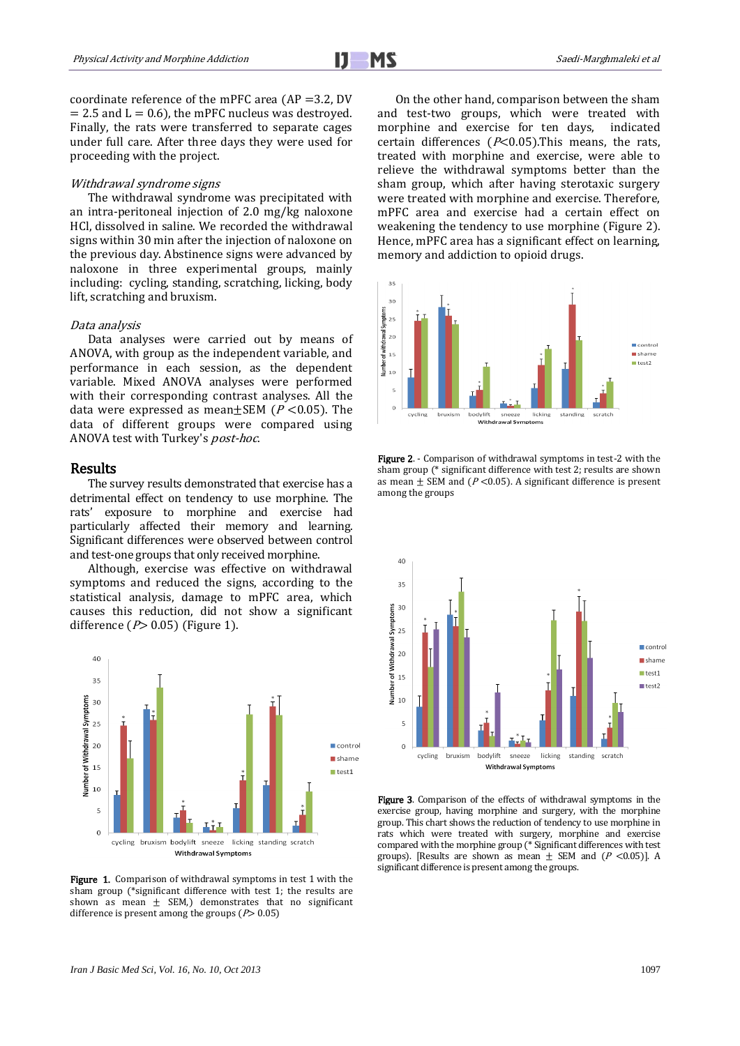coordinate reference of the mPFC area (AP =3.2, DV = 2.5 and L = 0.6), the mPFC nucleus was destroyed. Finally, the rats were transferred to separate cages under full care. After three days they were used for proceeding with the project.

*Withdrawal syndrome signs*

The withdrawal syndrome was precipitated with an intra-peritoneal injection of 2.0 mg/kg naloxone HCl, dissolved in saline. We recorded the withdrawal signs within 30 min after the injection of naloxone on the previous day. Abstinence signs were advanced by naloxone in three experimental groups, mainly including: cycling, standing, scratching, licking, body lift, scratching and bruxism.

*Data analysis*

Data analyses were carried out by means of ANOVA, with group as the independent variable, and performance in each session, as the dependent variable. Mixed ANOVA analyses were performed with their corresponding contrast analyses. All the data were expressed as mean±SEM ($P$ <0.05). The data of different groups were compared using ANOVA test with Turkey's *post-hoc*.

## Results

The survey results demonstrated that exercise has a detrimental effect on tendency to use morphine. The rats' exposure to morphine and exercise had particularly affected their memory and learning. Significant differences were observed between control and test-one groups that only received morphine.

Although, exercise was effective on withdrawal symptoms and reduced the signs, according to the statistical analysis, damage to mPFC area, which causes this reduction, did not show a significant difference ($P$> 0.05) (Figure 1).

**Figure 1.** Comparison of withdrawal symptoms in test 1 with the sham group (*significant difference with test 1; the results are shown as mean ± SEM,) demonstrates that no significant difference is present among the groups ($P$> 0.05)

On the other hand, comparison between the sham and test-two groups, which were treated with morphine and exercise for ten days, indicated certain differences ($P$<0.05).This means, the rats, treated with morphine and exercise, were able to relieve the withdrawal symptoms better than the sham group, which after having sterotaxic surgery were treated with morphine and exercise. Therefore, mPFC area and exercise had a certain effect on weakening the tendency to use morphine (Figure 2). Hence, mPFC area has a significant effect on learning, memory and addiction to opioid drugs.

**Figure 2**. - Comparison of withdrawal symptoms in test-2 with the sham group (* significant difference with test 2; results are shown as mean ± SEM and ($P$ <0.05). A significant difference is present among the groups

**Figure 3**. Comparison of the effects of withdrawal symptoms in the exercise group, having morphine and surgery, with the morphine group. This chart shows the reduction of tendency to use morphine in rats which were treated with surgery, morphine and exercise compared with the morphine group (* Significant differences with test groups). [Results are shown as mean ± SEM and ($P$ <0.05)]. A significant difference is present among the groups.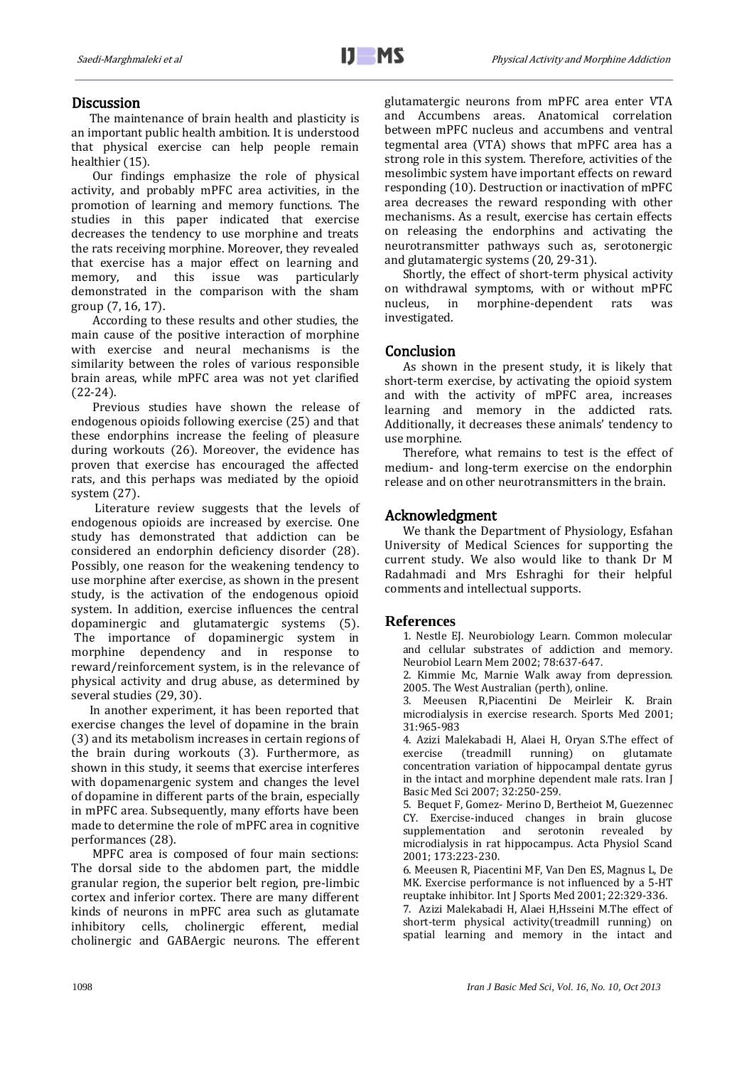## Discussion

The maintenance of brain health and plasticity is an important public health ambition. It is understood that physical exercise can help people remain healthier (15).

Our findings emphasize the role of physical activity, and probably mPFC area activities, in the promotion of learning and memory functions. The studies in this paper indicated that exercise decreases the tendency to use morphine and treats the rats receiving morphine. Moreover, they revealed that exercise has a major effect on learning and memory, and this issue was particularly demonstrated in the comparison with the sham group (7, 16, 17).

According to these results and other studies, the main cause of the positive interaction of morphine with exercise and neural mechanisms is the similarity between the roles of various responsible brain areas, while mPFC area was not yet clarified (22-24).

Previous studies have shown the release of endogenous opioids following exercise (25) and that these endorphins increase the feeling of pleasure during workouts (26). Moreover, the evidence has proven that exercise has encouraged the affected rats, and this perhaps was mediated by the opioid system (27).

Literature review suggests that the levels of endogenous opioids are increased by exercise. One study has demonstrated that addiction can be considered an endorphin deficiency disorder (28). Possibly, one reason for the weakening tendency to use morphine after exercise, as shown in the present study, is the activation of the endogenous opioid system. In addition, exercise influences the central dopaminergic and glutamatergic systems (5). The importance of dopaminergic system in morphine dependency and in response to reward/reinforcement system, is in the relevance of physical activity and drug abuse, as determined by several studies (29, 30).

In another experiment, it has been reported that exercise changes the level of dopamine in the brain (3) and its metabolism increases in certain regions of the brain during workouts (3). Furthermore, as shown in this study, it seems that exercise interferes with dopamenargenic system and changes the level of dopamine in different parts of the brain, especially in mPFC area. Subsequently, many efforts have been made to determine the role of mPFC area in cognitive performances (28).

MPFC area is composed of four main sections: The dorsal side to the abdomen part, the middle granular region, the superior belt region, pre-limbic cortex and inferior cortex. There are many different kinds of neurons in mPFC area such as glutamate inhibitory cells, cholinergic efferent, medial cholinergic and GABAergic neurons. The efferent glutamatergic neurons from mPFC area enter VTA and Accumbens areas. Anatomical correlation between mPFC nucleus and accumbens and ventral tegmental area (VTA) shows that mPFC area has a strong role in this system. Therefore, activities of the mesolimbic system have important effects on reward responding (10). Destruction or inactivation of mPFC area decreases the reward responding with other mechanisms. As a result, exercise has certain effects on releasing the endorphins and activating the neurotransmitter pathways such as, serotonergic and glutamatergic systems (20, 29-31).

Shortly, the effect of short-term physical activity on withdrawal symptoms, with or without mPFC nucleus, in morphine-dependent rats was investigated.

## Conclusion

As shown in the present study, it is likely that short-term exercise, by activating the opioid system and with the activity of mPFC area, increases learning and memory in the addicted rats. Additionally, it decreases these animals' tendency to use morphine.

Therefore, what remains to test is the effect of medium- and long-term exercise on the endorphin release and on other neurotransmitters in the brain.

## Acknowledgment

We thank the Department of Physiology, Esfahan University of Medical Sciences for supporting the current study. We also would like to thank Dr M Radahmadi and Mrs Eshraghi for their helpful comments and intellectual supports.

## References

1. Nestle EJ. Neurobiology Learn. Common molecular and cellular substrates of addiction and memory. Neurobiol Learn Mem 2002; 78:637-647.
2. Kimmie Mc, Marnie Walk away from depression. 2005. The West Australian (perth), online.
3. Meeusen R,Piacentini De Meirleir K. Brain microdialysis in exercise research. Sports Med 2001; 31:965-983
4. Azizi Malekabadi H, Alaei H, Oryan S.The effect of exercise (treadmill running) on glutamate concentration variation of hippocampal dentate gyrus in the intact and morphine dependent male rats. Iran J Basic Med Sci 2007; 32:250-259.
5. Bequet F, Gomez- Merino D, Bertheiot M, Guezennec CY. Exercise-induced changes in brain glucose supplementation and serotonin revealed by microdialysis in rat hippocampus. Acta Physiol Scand 2001; 173:223-230.
6. Meeusen R, Piacentini MF, Van Den ES, Magnus L, De MK. Exercise performance is not influenced by a 5-HT reuptake inhibitor. Int J Sports Med 2001; 22:329-336.
7. Azizi Malekabadi H, Alaei H,Hsseini M.The effect of short-term physical activity(treadmill running) on spatial learning and memory in the intact and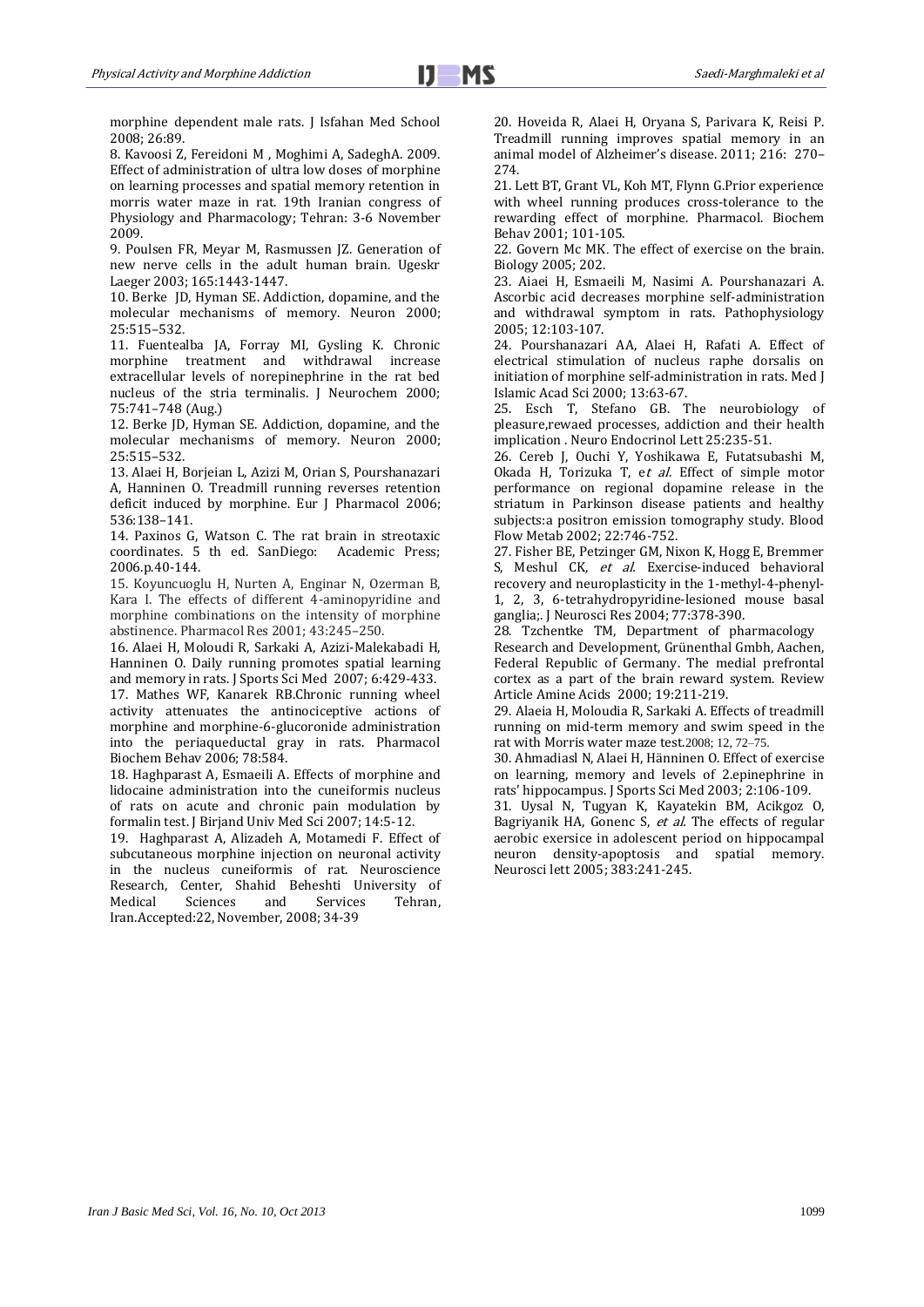morphine dependent male rats. J Isfahan Med School 2008; 26:89.

8. Kavoosi Z, Fereidoni M , Moghimi A, SadeghA. 2009. Effect of administration of ultra low doses of morphine on learning processes and spatial memory retention in morris water maze in rat. 19th Iranian congress of Physiology and Pharmacology; Tehran: 3-6 November 2009.

9. Poulsen FR, Meyar M, Rasmussen JZ. Generation of new nerve cells in the adult human brain. Ugeskr Laeger 2003; 165:1443-1447.

10. Berke JD, Hyman SE. Addiction, dopamine, and the molecular mechanisms of memory. Neuron 2000; 25:515–532.

11. Fuentealba JA, Forray MI, Gysling K. Chronic morphine treatment and withdrawal increase extracellular levels of norepinephrine in the rat bed nucleus of the stria terminalis. J Neurochem 2000; 75:741–748 (Aug.)

12. Berke JD, Hyman SE. Addiction, dopamine, and the molecular mechanisms of memory. Neuron 2000; 25:515–532.

13. Alaei H, Borjeian L, Azizi M, Orian S, Pourshanazari A, Hanninen O. Treadmill running reverses retention deficit induced by morphine. Eur J Pharmacol 2006; 536:138–141.

14. Paxinos G, Watson C. The rat brain in streotaxic coordinates. 5 th ed. SanDiego: Academic Press; 2006.p.40-144.

15. Koyuncuoglu H, Nurten A, Enginar N, Ozerman B, Kara I. The effects of different 4-aminopyridine and morphine combinations on the intensity of morphine abstinence. Pharmacol Res 2001; 43:245–250.

16. Alaei H, Moloudi R, Sarkaki A, Azizi-Malekabadi H, Hanninen O. Daily running promotes spatial learning and memory in rats. J Sports Sci Med 2007; 6:429-433.

17. Mathes WF, Kanarek RB.Chronic running wheel activity attenuates the antinociceptive actions of morphine and morphine-6-glucoronide administration into the periaqueductal gray in rats. Pharmacol Biochem Behav 2006; 78:584.

18. Haghparast A, Esmaeili A. Effects of morphine and lidocaine administration into the cuneiformis nucleus of rats on acute and chronic pain modulation by formalin test. J Birjand Univ Med Sci 2007; 14:5-12.

19. Haghparast A, Alizadeh A, Motamedi F. Effect of subcutaneous morphine injection on neuronal activity in the nucleus cuneiformis of rat. Neuroscience Research, Center, Shahid Beheshti University of Medical Sciences and Services Tehran, Iran.Accepted:22, November, 2008; 34-39

20. Hoveida R, Alaei H, Oryana S, Parivara K, Reisi P. Treadmill running improves spatial memory in an animal model of Alzheimer's disease. 2011; 216: 270–274.

21. Lett BT, Grant VL, Koh MT, Flynn G.Prior experience with wheel running produces cross-tolerance to the rewarding effect of morphine. Pharmacol. Biochem Behav 2001; 101-105.

22. Govern Mc MK. The effect of exercise on the brain. Biology 2005; 202.

23. Aiaei H, Esmaeili M, Nasimi A. Pourshanazari A. Ascorbic acid decreases morphine self-administration and withdrawal symptom in rats. Pathophysiology 2005; 12:103-107.

24. Pourshanazari AA, Alaei H, Rafati A. Effect of electrical stimulation of nucleus raphe dorsalis on initiation of morphine self-administration in rats. Med J Islamic Acad Sci 2000; 13:63-67.

25. Esch T, Stefano GB. The neurobiology of pleasure,rewaed processes, addiction and their health implication . Neuro Endocrinol Lett 25:235-51.

26. Cereb J, Ouchi Y, Yoshikawa E, Futatsubashi M, Okada H, Torizuka T, *et al.* Effect of simple motor performance on regional dopamine release in the striatum in Parkinson disease patients and healthy subjects:a positron emission tomography study. Blood Flow Metab 2002; 22:746-752.

27. Fisher BE, Petzinger GM, Nixon K, Hogg E, Bremmer S, Meshul CK, *et al.* Exercise-induced behavioral recovery and neuroplasticity in the 1-methyl-4-phenyl-1, 2, 3, 6-tetrahydropyridine-lesioned mouse basal ganglia;. J Neurosci Res 2004; 77:378-390.

28. Tzchentke TM, Department of pharmacology Research and Development, Grünenthal Gmbh, Aachen, Federal Republic of Germany. The medial prefrontal cortex as a part of the brain reward system. Review Article Amine Acids 2000; 19:211-219.

29. Alaeia H, Moloudia R, Sarkaki A. Effects of treadmill running on mid-term memory and swim speed in the rat with Morris water maze test.2008; 12, 72–75.

30. Ahmadiasl N, Alaei H, Hänninen O. Effect of exercise on learning, memory and levels of 2.epinephrine in rats' hippocampus. J Sports Sci Med 2003; 2:106-109.

31. Uysal N, Tugyan K, Kayatekin BM, Acikgoz O, Bagriyanik HA, Gonenc S, *et al.* The effects of regular aerobic exersice in adolescent period on hippocampal neuron density-apoptosis and spatial memory. Neurosci lett 2005; 383:241-245.